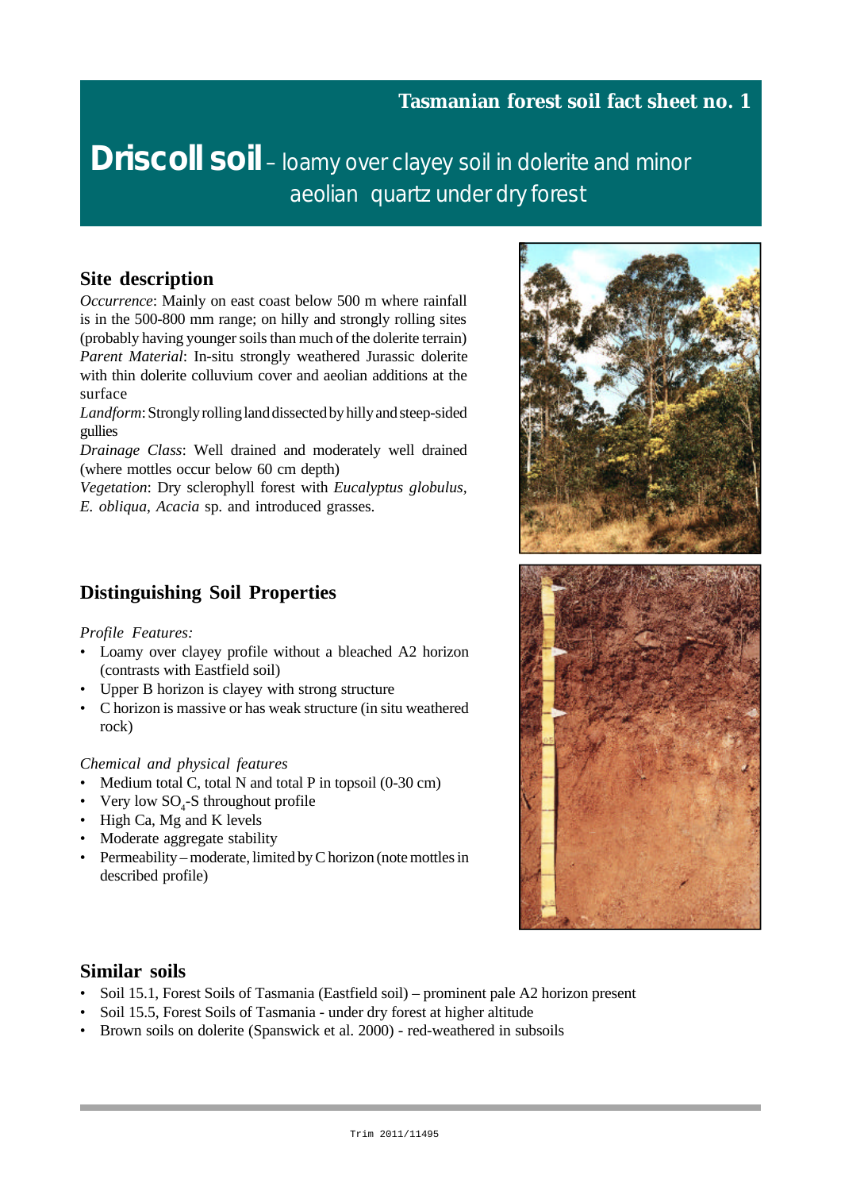**Tasmanian forest soil fact sheet no. 1**

# Driscoll soil – loamy over clayey soil in dolerite and minor aeolian quartz under dry forest

## Site description

*Occurrence*: Mainly on east coast below 500 m where rainfall is in the 500-800 mm range; on hilly and strongly rolling sites (probably having younger soils than much of the dolerite terrain)
*Parent Material*: In-situ strongly weathered Jurassic dolerite with thin dolerite colluvium cover and aeolian additions at the surface
*Landform*: Strongly rolling land dissected by hilly and steep-sided gullies
*Drainage Class*: Well drained and moderately well drained (where mottles occur below 60 cm depth)
*Vegetation*: Dry sclerophyll forest with *Eucalyptus globulus*, *E. obliqua*, *Acacia* sp. and introduced grasses.

## Distinguishing Soil Properties

*Profile Features:*

- Loamy over clayey profile without a bleached A2 horizon (contrasts with Eastfield soil)
- Upper B horizon is clayey with strong structure
- C horizon is massive or has weak structure (in situ weathered rock)

*Chemical and physical features*

- Medium total C, total N and total P in topsoil (0-30 cm)
- Very low $SO_4$-S throughout profile
- High Ca, Mg and K levels
- Moderate aggregate stability
- Permeability – moderate, limited by C horizon (note mottles in described profile)

## Similar soils

- Soil 15.1, Forest Soils of Tasmania (Eastfield soil) – prominent pale A2 horizon present
- Soil 15.5, Forest Soils of Tasmania - under dry forest at higher altitude
- Brown soils on dolerite (Spanswick et al. 2000) - red-weathered in subsoils

Trim 2011/11495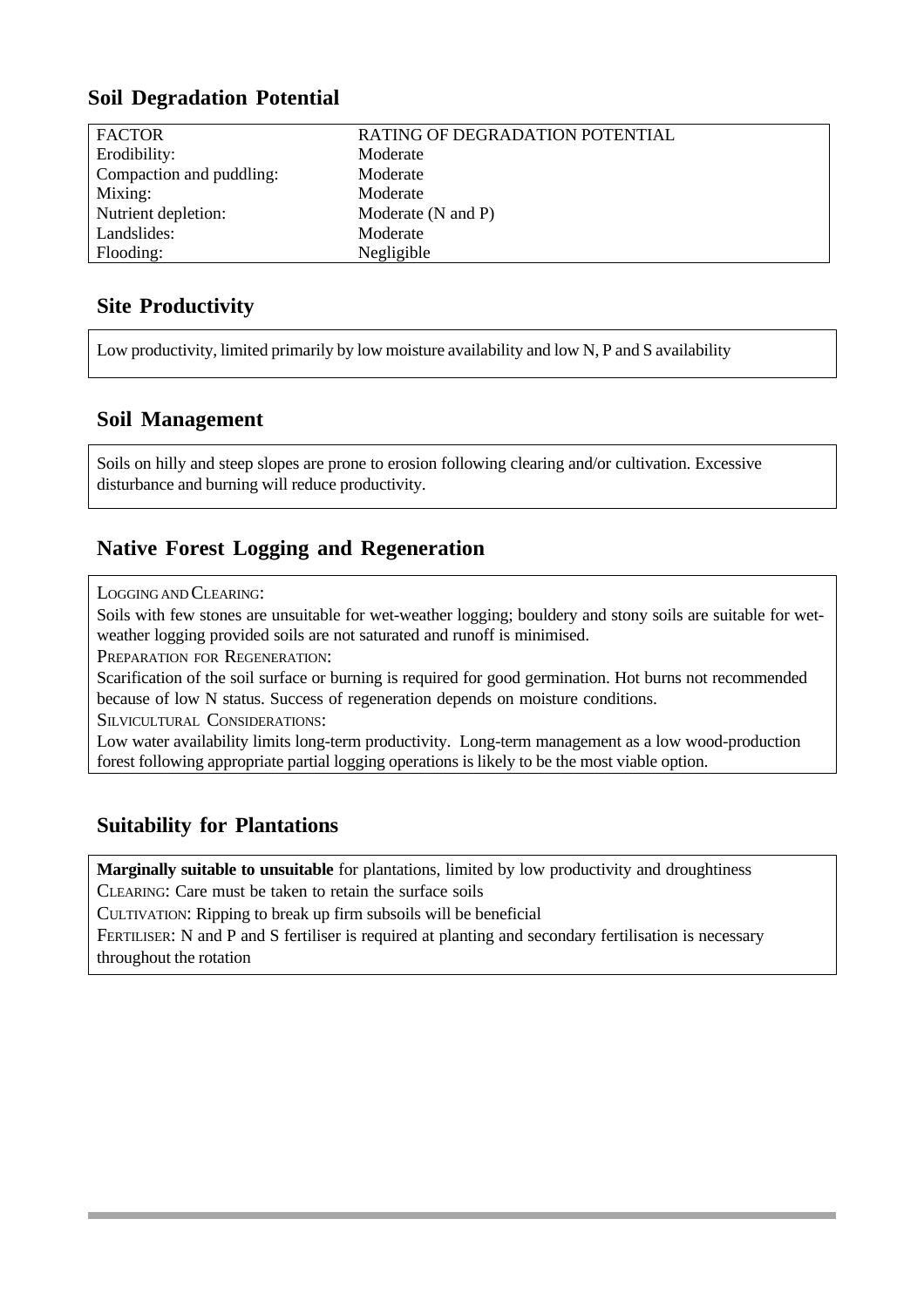## Soil Degradation Potential

| FACTOR | RATING OF DEGRADATION POTENTIAL |
|---|---|
| Erodibility: | Moderate |
| Compaction and puddling: | Moderate |
| Mixing: | Moderate |
| Nutrient depletion: | Moderate (N and P) |
| Landslides: | Moderate |
| Flooding: | Negligible |

## Site Productivity

Low productivity, limited primarily by low moisture availability and low N, P and S availability

## Soil Management

Soils on hilly and steep slopes are prone to erosion following clearing and/or cultivation. Excessive disturbance and burning will reduce productivity.

## Native Forest Logging and Regeneration

LOGGING AND CLEARING:

Soils with few stones are unsuitable for wet-weather logging; bouldery and stony soils are suitable for wet-weather logging provided soils are not saturated and runoff is minimised.

PREPARATION FOR REGENERATION:

Scarification of the soil surface or burning is required for good germination. Hot burns not recommended because of low N status. Success of regeneration depends on moisture conditions.

SILVICULTURAL CONSIDERATIONS:

Low water availability limits long-term productivity. Long-term management as a low wood-production forest following appropriate partial logging operations is likely to be the most viable option.

## Suitability for Plantations

**Marginally suitable to unsuitable** for plantations, limited by low productivity and droughtiness

CLEARING: Care must be taken to retain the surface soils

CULTIVATION: Ripping to break up firm subsoils will be beneficial

FERTILISER: N and P and S fertiliser is required at planting and secondary fertilisation is necessary throughout the rotation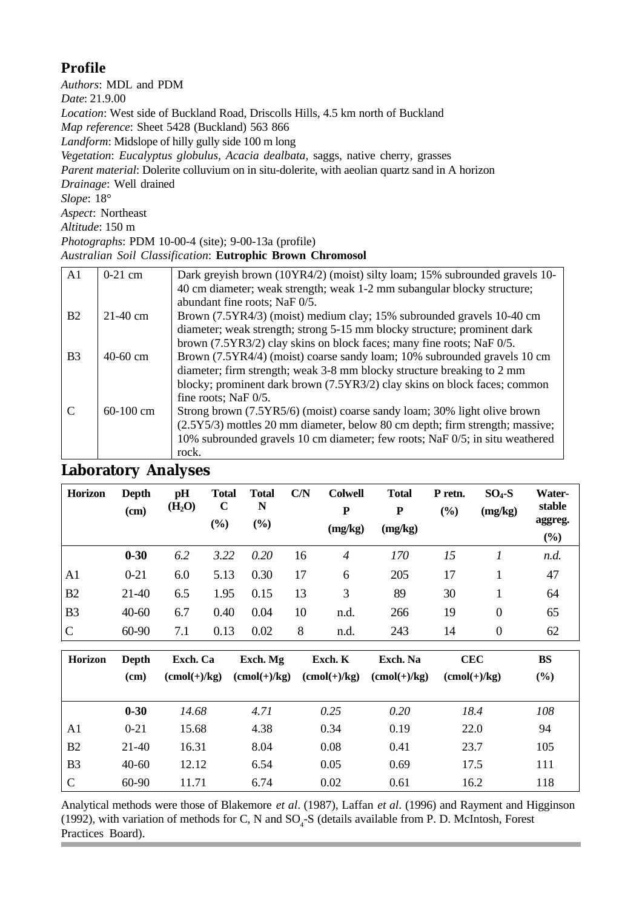## Profile

*Authors*: MDL and PDM
*Date*: 21.9.00
*Location*: West side of Buckland Road, Driscolls Hills, 4.5 km north of Buckland
*Map reference*: Sheet 5428 (Buckland) 563 866
*Landform*: Midslope of hilly gully side 100 m long
*Vegetation*: *Eucalyptus globulus*, *Acacia dealbata*, saggs, native cherry, grasses
*Parent material*: Dolerite colluvium on in situ-dolerite, with aeolian quartz sand in A horizon
*Drainage*: Well drained
*Slope*: 18°
*Aspect*: Northeast
*Altitude*: 150 m
*Photographs*: PDM 10-00-4 (site); 9-00-13a (profile)
*Australian Soil Classification*: **Eutrophic Brown Chromosol**

| | | |
|---|---|---|
| A1 | 0-21 cm | Dark greyish brown (10YR4/2) (moist) silty loam; 15% subrounded gravels 10-40 cm diameter; weak strength; weak 1-2 mm subangular blocky structure; abundant fine roots; NaF 0/5. |
| B2 | 21-40 cm | Brown (7.5YR4/3) (moist) medium clay; 15% subrounded gravels 10-40 cm diameter; weak strength; strong 5-15 mm blocky structure; prominent dark brown (7.5YR3/2) clay skins on block faces; many fine roots; NaF 0/5. |
| B3 | 40-60 cm | Brown (7.5YR4/4) (moist) coarse sandy loam; 10% subrounded gravels 10 cm diameter; firm strength; weak 3-8 mm blocky structure breaking to 2 mm blocky; prominent dark brown (7.5YR3/2) clay skins on block faces; common fine roots; NaF 0/5. |
| C | 60-100 cm | Strong brown (7.5YR5/6) (moist) coarse sandy loam; 30% light olive brown (2.5Y5/3) mottles 20 mm diameter, below 80 cm depth; firm strength; massive; 10% subrounded gravels 10 cm diameter; few roots; NaF 0/5; in situ weathered rock. |

## Laboratory Analyses

| Horizon | Depth (cm) | pH ($H_2O$) | Total C (%) | Total N (%) | C/N | Colwell P (mg/kg) | Total P (mg/kg) | P retn. (%) | $SO_4$-S (mg/kg) | Water-stable aggreg. (%) |
|---|---|---|---|---|---|---|---|---|---|---|
| | **0-30** | *6.2* | *3.22* | *0.20* | 16 | *4* | *170* | *15* | *1* | *n.d.* |
| A1 | 0-21 | 6.0 | 5.13 | 0.30 | 17 | 6 | 205 | 17 | 1 | 47 |
| B2 | 21-40 | 6.5 | 1.95 | 0.15 | 13 | 3 | 89 | 30 | 1 | 64 |
| B3 | 40-60 | 6.7 | 0.40 | 0.04 | 10 | n.d. | 266 | 19 | 0 | 65 |
| C | 60-90 | 7.1 | 0.13 | 0.02 | 8 | n.d. | 243 | 14 | 0 | 62 |

| Horizon | Depth (cm) | Exch. Ca (cmol(+)/kg) | Exch. Mg (cmol(+)/kg) | Exch. K (cmol(+)/kg) | Exch. Na (cmol(+)/kg) | CEC (cmol(+)/kg) | BS (%) |
|---|---|---|---|---|---|---|---|
| | **0-30** | *14.68* | *4.71* | *0.25* | *0.20* | *18.4* | *108* |
| A1 | 0-21 | 15.68 | 4.38 | 0.34 | 0.19 | 22.0 | 94 |
| B2 | 21-40 | 16.31 | 8.04 | 0.08 | 0.41 | 23.7 | 105 |
| B3 | 40-60 | 12.12 | 6.54 | 0.05 | 0.69 | 17.5 | 111 |
| C | 60-90 | 11.71 | 6.74 | 0.02 | 0.61 | 16.2 | 118 |

Analytical methods were those of Blakemore *et al*. (1987), Laffan *et al*. (1996) and Rayment and Higginson (1992), with variation of methods for C, N and $SO_4$-S (details available from P. D. McIntosh, Forest Practices Board).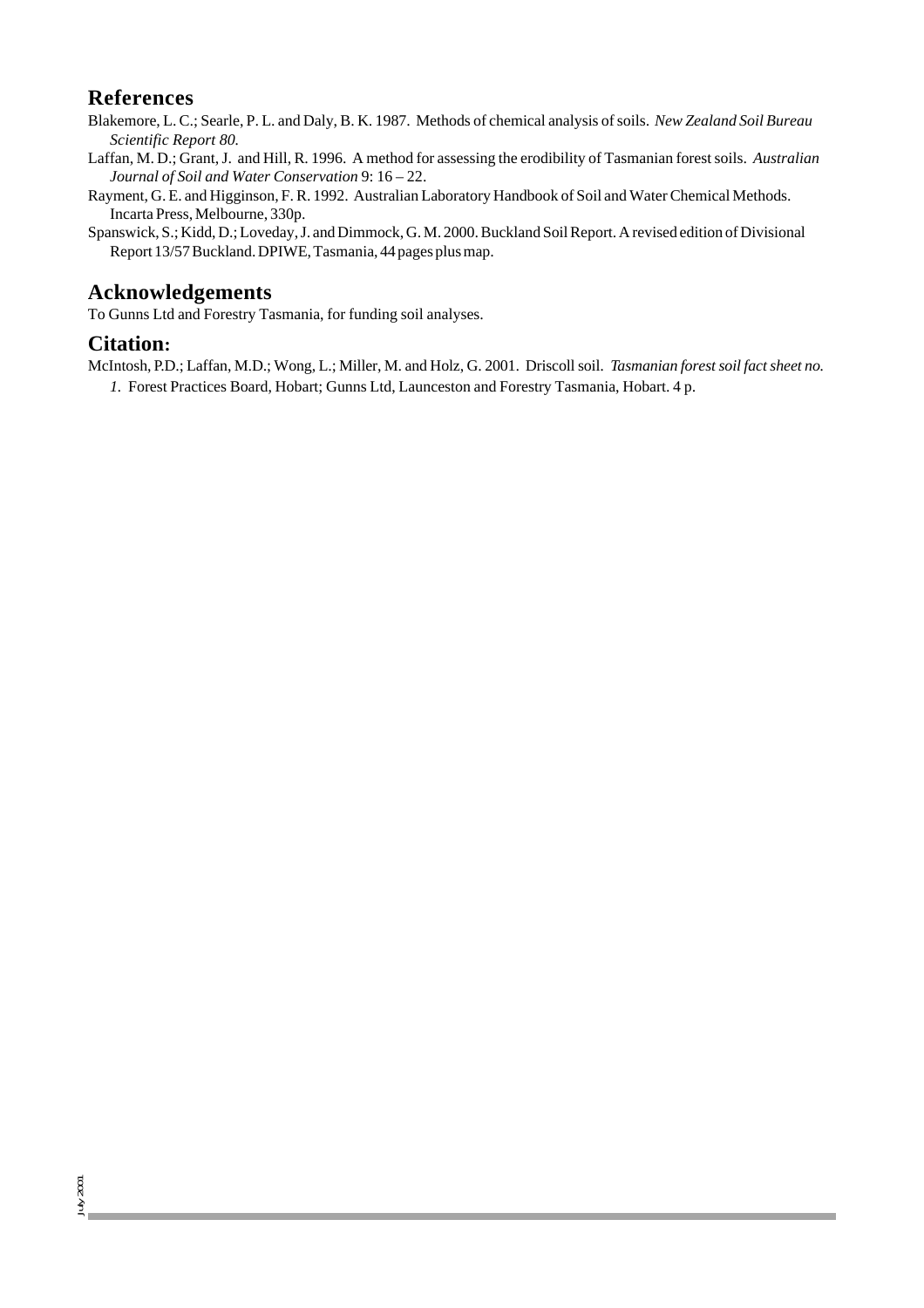## References

Blakemore, L. C.; Searle, P. L. and Daly, B. K. 1987. Methods of chemical analysis of soils. *New Zealand Soil Bureau Scientific Report 80.*

Laffan, M. D.; Grant, J. and Hill, R. 1996. A method for assessing the erodibility of Tasmanian forest soils. *Australian Journal of Soil and Water Conservation* 9: 16 – 22.

Rayment, G. E. and Higginson, F. R. 1992. Australian Laboratory Handbook of Soil and Water Chemical Methods. Incarta Press, Melbourne, 330p.

Spanswick, S.; Kidd, D.; Loveday, J. and Dimmock, G. M. 2000. Buckland Soil Report. A revised edition of Divisional Report 13/57 Buckland. DPIWE, Tasmania, 44 pages plus map.

## Acknowledgements

To Gunns Ltd and Forestry Tasmania, for funding soil analyses.

## Citation:

McIntosh, P.D.; Laffan, M.D.; Wong, L.; Miller, M. and Holz, G. 2001. Driscoll soil. *Tasmanian forest soil fact sheet no. 1.* Forest Practices Board, Hobart; Gunns Ltd, Launceston and Forestry Tasmania, Hobart. 4 p.

July 2001